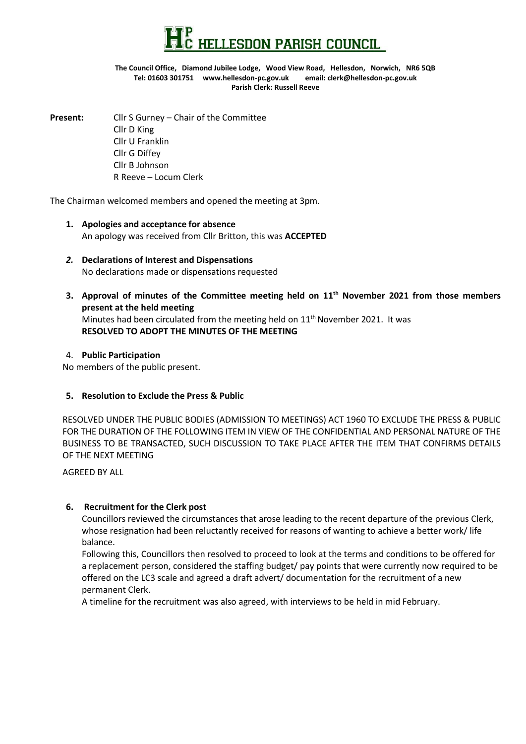# HELLESDON PARISH COUNCIL

**The Council Office, Diamond Jubilee Lodge, Wood View Road, Hellesdon, Norwich, NR6 5QB**
**Tel: 01603 301751 www.hellesdon-pc.gov.uk email: clerk@hellesdon-pc.gov.uk**
**Parish Clerk: Russell Reeve**

**Present:** Cllr S Gurney – Chair of the Committee
Cllr D King
Cllr U Franklin
Cllr G Diffey
Cllr B Johnson
R Reeve – Locum Clerk

The Chairman welcomed members and opened the meeting at 3pm.

1. **Apologies and acceptance for absence**
   An apology was received from Cllr Britton, this was **ACCEPTED**

2. ***Declarations of Interest and Dispensations***
   No declarations made or dispensations requested

3. **Approval of minutes of the Committee meeting held on 11th November 2021 from those members present at the held meeting**
   Minutes had been circulated from the meeting held on 11th November 2021. It was
   **RESOLVED TO ADOPT THE MINUTES OF THE MEETING**

4. **Public Participation**
   No members of the public present.

5. **Resolution to Exclude the Press & Public**

RESOLVED UNDER THE PUBLIC BODIES (ADMISSION TO MEETINGS) ACT 1960 TO EXCLUDE THE PRESS & PUBLIC FOR THE DURATION OF THE FOLLOWING ITEM IN VIEW OF THE CONFIDENTIAL AND PERSONAL NATURE OF THE BUSINESS TO BE TRANSACTED, SUCH DISCUSSION TO TAKE PLACE AFTER THE ITEM THAT CONFIRMS DETAILS OF THE NEXT MEETING

AGREED BY ALL

6. **Recruitment for the Clerk post**
   Councillors reviewed the circumstances that arose leading to the recent departure of the previous Clerk, whose resignation had been reluctantly received for reasons of wanting to achieve a better work/ life balance.
   Following this, Councillors then resolved to proceed to look at the terms and conditions to be offered for a replacement person, considered the staffing budget/ pay points that were currently now required to be offered on the LC3 scale and agreed a draft advert/ documentation for the recruitment of a new permanent Clerk.
   A timeline for the recruitment was also agreed, with interviews to be held in mid February.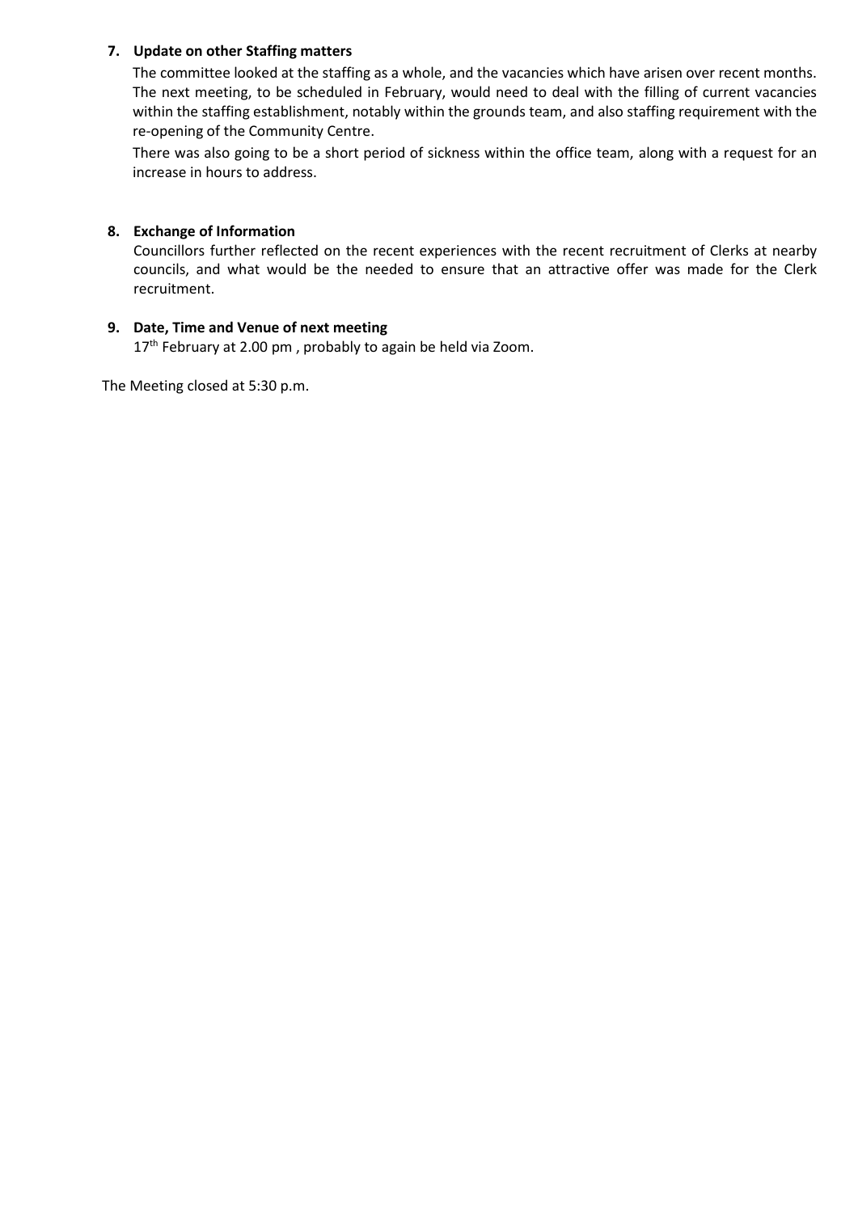**7. Update on other Staffing matters**

The committee looked at the staffing as a whole, and the vacancies which have arisen over recent months. The next meeting, to be scheduled in February, would need to deal with the filling of current vacancies within the staffing establishment, notably within the grounds team, and also staffing requirement with the re-opening of the Community Centre.

There was also going to be a short period of sickness within the office team, along with a request for an increase in hours to address.

**8. Exchange of Information**

Councillors further reflected on the recent experiences with the recent recruitment of Clerks at nearby councils, and what would be the needed to ensure that an attractive offer was made for the Clerk recruitment.

**9. Date, Time and Venue of next meeting**

17th February at 2.00 pm , probably to again be held via Zoom.

The Meeting closed at 5:30 p.m.